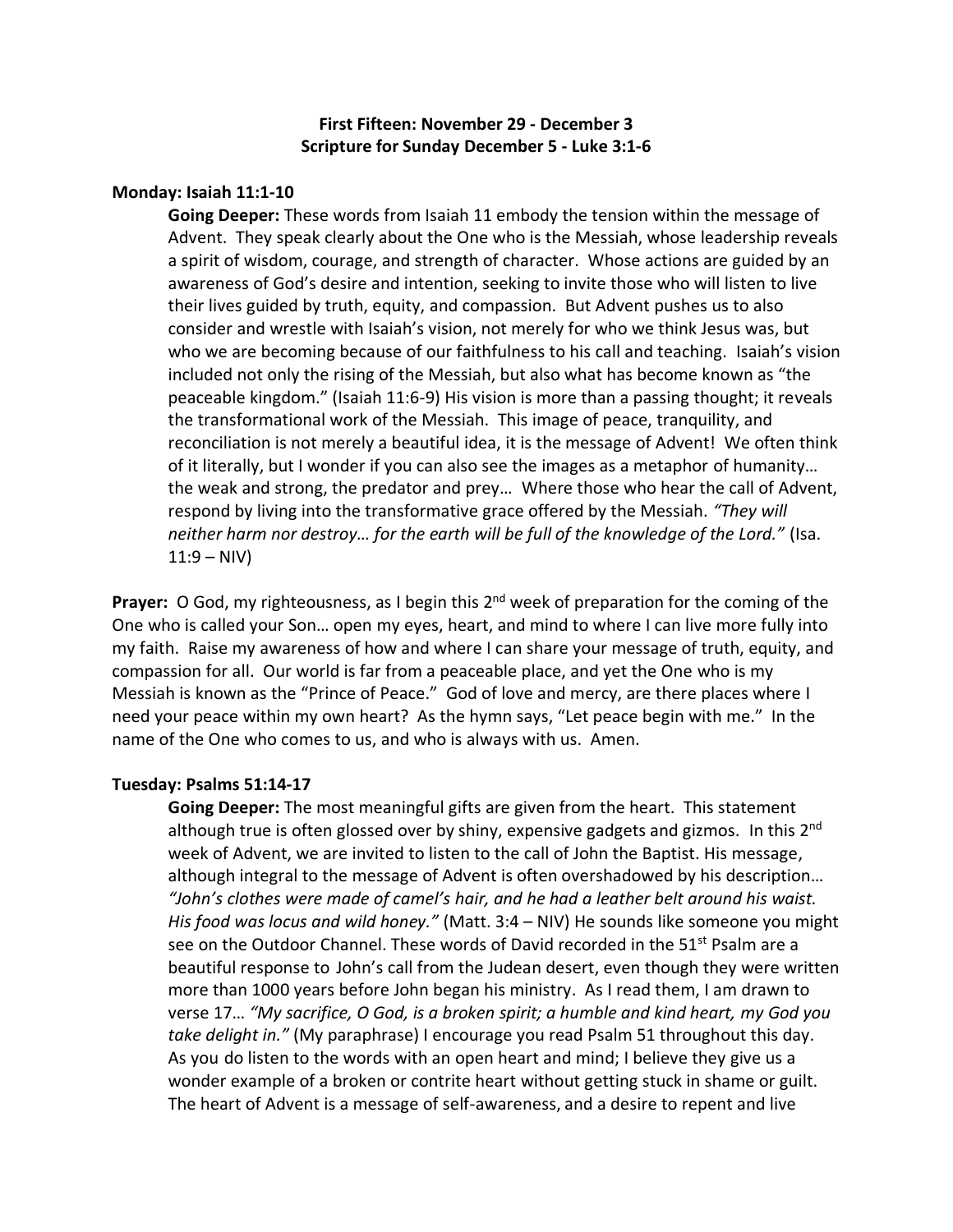**First Fifteen: November 29 - December 3**
**Scripture for Sunday December 5 - Luke 3:1-6**

**Monday: Isaiah 11:1-10**

> **Going Deeper:** These words from Isaiah 11 embody the tension within the message of Advent. They speak clearly about the One who is the Messiah, whose leadership reveals a spirit of wisdom, courage, and strength of character. Whose actions are guided by an awareness of God's desire and intention, seeking to invite those who will listen to live their lives guided by truth, equity, and compassion. But Advent pushes us to also consider and wrestle with Isaiah's vision, not merely for who we think Jesus was, but who we are becoming because of our faithfulness to his call and teaching. Isaiah's vision included not only the rising of the Messiah, but also what has become known as "the peaceable kingdom." (Isaiah 11:6-9) His vision is more than a passing thought; it reveals the transformational work of the Messiah. This image of peace, tranquility, and reconciliation is not merely a beautiful idea, it is the message of Advent! We often think of it literally, but I wonder if you can also see the images as a metaphor of humanity… the weak and strong, the predator and prey… Where those who hear the call of Advent, respond by living into the transformative grace offered by the Messiah. *"They will neither harm nor destroy… for the earth will be full of the knowledge of the Lord."* (Isa. 11:9 – NIV)

**Prayer:** O God, my righteousness, as I begin this 2nd week of preparation for the coming of the One who is called your Son… open my eyes, heart, and mind to where I can live more fully into my faith. Raise my awareness of how and where I can share your message of truth, equity, and compassion for all. Our world is far from a peaceable place, and yet the One who is my Messiah is known as the "Prince of Peace." God of love and mercy, are there places where I need your peace within my own heart? As the hymn says, "Let peace begin with me." In the name of the One who comes to us, and who is always with us. Amen.

**Tuesday: Psalms 51:14-17**

> **Going Deeper:** The most meaningful gifts are given from the heart. This statement although true is often glossed over by shiny, expensive gadgets and gizmos. In this 2nd week of Advent, we are invited to listen to the call of John the Baptist. His message, although integral to the message of Advent is often overshadowed by his description… *"John's clothes were made of camel's hair, and he had a leather belt around his waist. His food was locus and wild honey."* (Matt. 3:4 – NIV) He sounds like someone you might see on the Outdoor Channel. These words of David recorded in the 51st Psalm are a beautiful response to John's call from the Judean desert, even though they were written more than 1000 years before John began his ministry. As I read them, I am drawn to verse 17… *"My sacrifice, O God, is a broken spirit; a humble and kind heart, my God you take delight in."* (My paraphrase) I encourage you read Psalm 51 throughout this day. As you do listen to the words with an open heart and mind; I believe they give us a wonder example of a broken or contrite heart without getting stuck in shame or guilt. The heart of Advent is a message of self-awareness, and a desire to repent and live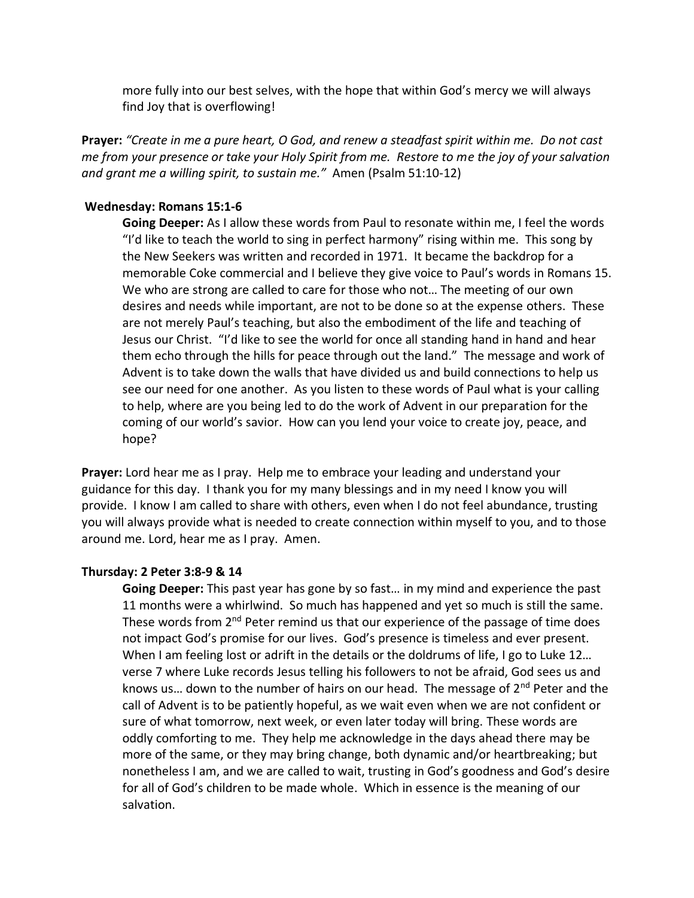more fully into our best selves, with the hope that within God's mercy we will always find Joy that is overflowing!

**Prayer:** *"Create in me a pure heart, O God, and renew a steadfast spirit within me. Do not cast me from your presence or take your Holy Spirit from me. Restore to me the joy of your salvation and grant me a willing spirit, to sustain me."* Amen (Psalm 51:10-12)

**Wednesday: Romans 15:1-6**

**Going Deeper:** As I allow these words from Paul to resonate within me, I feel the words "I'd like to teach the world to sing in perfect harmony" rising within me. This song by the New Seekers was written and recorded in 1971. It became the backdrop for a memorable Coke commercial and I believe they give voice to Paul's words in Romans 15. We who are strong are called to care for those who not… The meeting of our own desires and needs while important, are not to be done so at the expense others. These are not merely Paul's teaching, but also the embodiment of the life and teaching of Jesus our Christ. "I'd like to see the world for once all standing hand in hand and hear them echo through the hills for peace through out the land." The message and work of Advent is to take down the walls that have divided us and build connections to help us see our need for one another. As you listen to these words of Paul what is your calling to help, where are you being led to do the work of Advent in our preparation for the coming of our world's savior. How can you lend your voice to create joy, peace, and hope?

**Prayer:** Lord hear me as I pray. Help me to embrace your leading and understand your guidance for this day. I thank you for my many blessings and in my need I know you will provide. I know I am called to share with others, even when I do not feel abundance, trusting you will always provide what is needed to create connection within myself to you, and to those around me. Lord, hear me as I pray. Amen.

**Thursday: 2 Peter 3:8-9 & 14**

**Going Deeper:** This past year has gone by so fast… in my mind and experience the past 11 months were a whirlwind. So much has happened and yet so much is still the same. These words from 2nd Peter remind us that our experience of the passage of time does not impact God's promise for our lives. God's presence is timeless and ever present. When I am feeling lost or adrift in the details or the doldrums of life, I go to Luke 12… verse 7 where Luke records Jesus telling his followers to not be afraid, God sees us and knows us… down to the number of hairs on our head. The message of 2nd Peter and the call of Advent is to be patiently hopeful, as we wait even when we are not confident or sure of what tomorrow, next week, or even later today will bring. These words are oddly comforting to me. They help me acknowledge in the days ahead there may be more of the same, or they may bring change, both dynamic and/or heartbreaking; but nonetheless I am, and we are called to wait, trusting in God's goodness and God's desire for all of God's children to be made whole. Which in essence is the meaning of our salvation.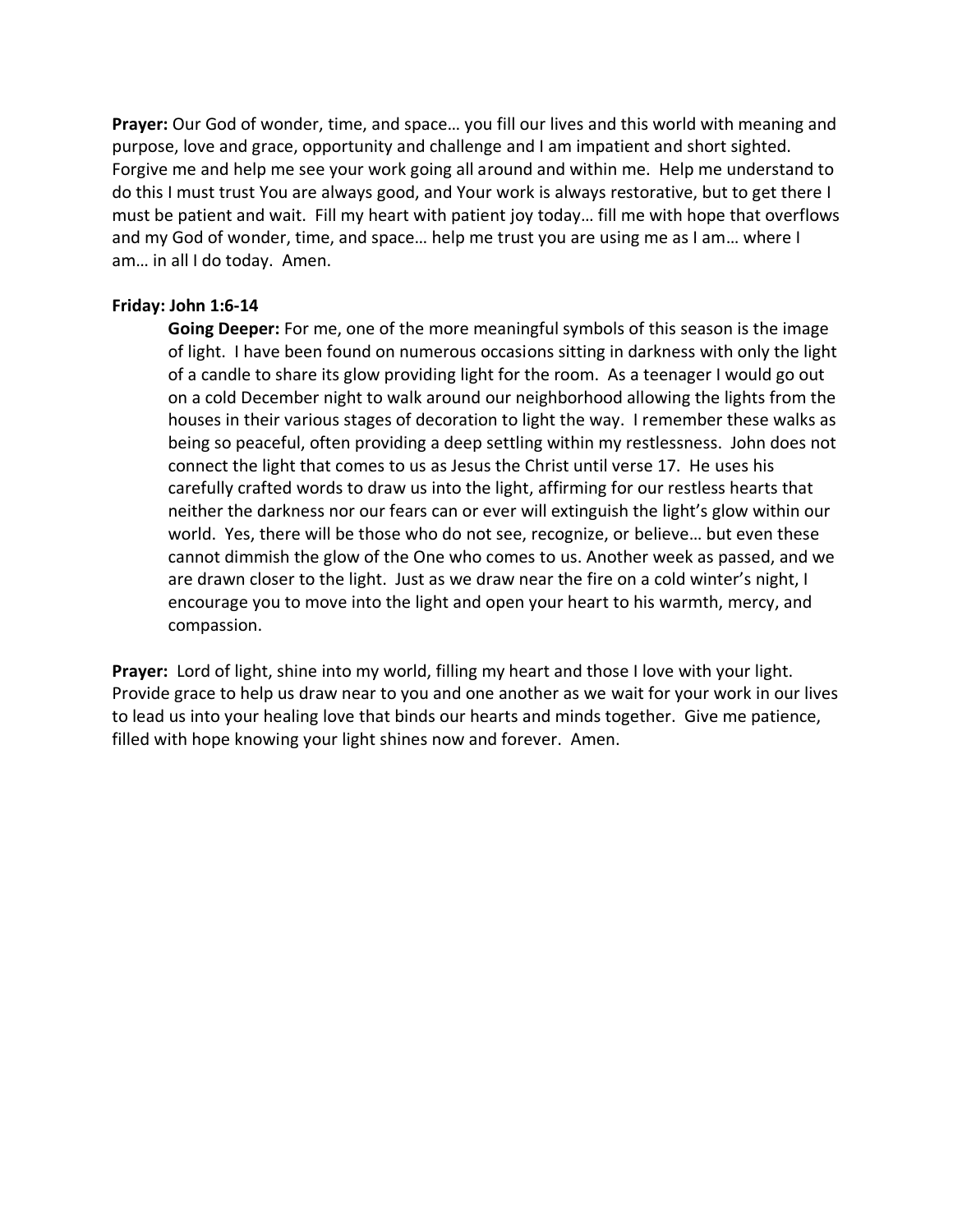**Prayer:** Our God of wonder, time, and space… you fill our lives and this world with meaning and purpose, love and grace, opportunity and challenge and I am impatient and short sighted. Forgive me and help me see your work going all around and within me. Help me understand to do this I must trust You are always good, and Your work is always restorative, but to get there I must be patient and wait. Fill my heart with patient joy today… fill me with hope that overflows and my God of wonder, time, and space… help me trust you are using me as I am… where I am… in all I do today. Amen.

**Friday: John 1:6-14**

**Going Deeper:** For me, one of the more meaningful symbols of this season is the image of light. I have been found on numerous occasions sitting in darkness with only the light of a candle to share its glow providing light for the room. As a teenager I would go out on a cold December night to walk around our neighborhood allowing the lights from the houses in their various stages of decoration to light the way. I remember these walks as being so peaceful, often providing a deep settling within my restlessness. John does not connect the light that comes to us as Jesus the Christ until verse 17. He uses his carefully crafted words to draw us into the light, affirming for our restless hearts that neither the darkness nor our fears can or ever will extinguish the light's glow within our world. Yes, there will be those who do not see, recognize, or believe… but even these cannot dimmish the glow of the One who comes to us. Another week as passed, and we are drawn closer to the light. Just as we draw near the fire on a cold winter's night, I encourage you to move into the light and open your heart to his warmth, mercy, and compassion.

**Prayer:** Lord of light, shine into my world, filling my heart and those I love with your light. Provide grace to help us draw near to you and one another as we wait for your work in our lives to lead us into your healing love that binds our hearts and minds together. Give me patience, filled with hope knowing your light shines now and forever. Amen.